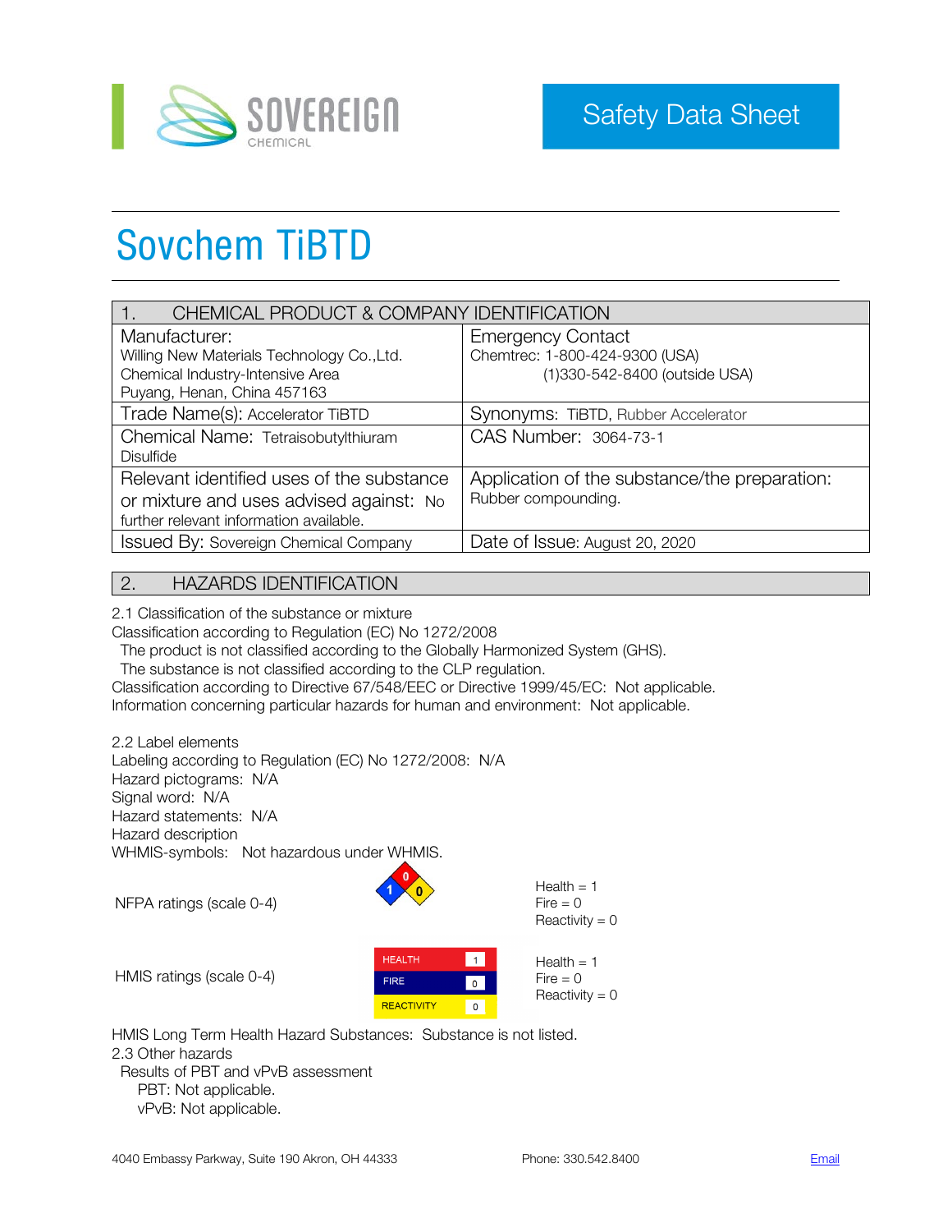SOVEREIGN CHEMICAL

Safety Data Sheet

# Sovchem TiBTD

## 1. CHEMICAL PRODUCT & COMPANY IDENTIFICATION

| | |
|---|---|
| Manufacturer:<br>Willing New Materials Technology Co.,Ltd.<br>Chemical Industry-Intensive Area<br>Puyang, Henan, China 457163 | Emergency Contact<br>Chemtrec: 1-800-424-9300 (USA)<br>(1)330-542-8400 (outside USA) |
| Trade Name(s): Accelerator TiBTD | Synonyms: TiBTD, Rubber Accelerator |
| Chemical Name: Tetraisobutylthiuram Disulfide | CAS Number: 3064-73-1 |
| Relevant identified uses of the substance or mixture and uses advised against: No further relevant information available. | Application of the substance/the preparation: Rubber compounding. |
| Issued By: Sovereign Chemical Company | Date of Issue: August 20, 2020 |

## 2. HAZARDS IDENTIFICATION

2.1 Classification of the substance or mixture
Classification according to Regulation (EC) No 1272/2008
The product is not classified according to the Globally Harmonized System (GHS).
The substance is not classified according to the CLP regulation.
Classification according to Directive 67/548/EEC or Directive 1999/45/EC: Not applicable.
Information concerning particular hazards for human and environment: Not applicable.

2.2 Label elements
Labeling according to Regulation (EC) No 1272/2008: N/A
Hazard pictograms: N/A
Signal word: N/A
Hazard statements: N/A
Hazard description
WHMIS-symbols: Not hazardous under WHMIS.

NFPA ratings (scale 0-4)

Health = 1
Fire = 0
Reactivity = 0

HMIS ratings (scale 0-4)

| | |
|---|---|
| HEALTH | 1 |
| FIRE | 0 |
| REACTIVITY | 0 |

Health = 1
Fire = 0
Reactivity = 0

HMIS Long Term Health Hazard Substances: Substance is not listed.

2.3 Other hazards
Results of PBT and vPvB assessment
PBT: Not applicable.
vPvB: Not applicable.

4040 Embassy Parkway, Suite 190 Akron, OH 44333 Phone: 330.542.8400 Email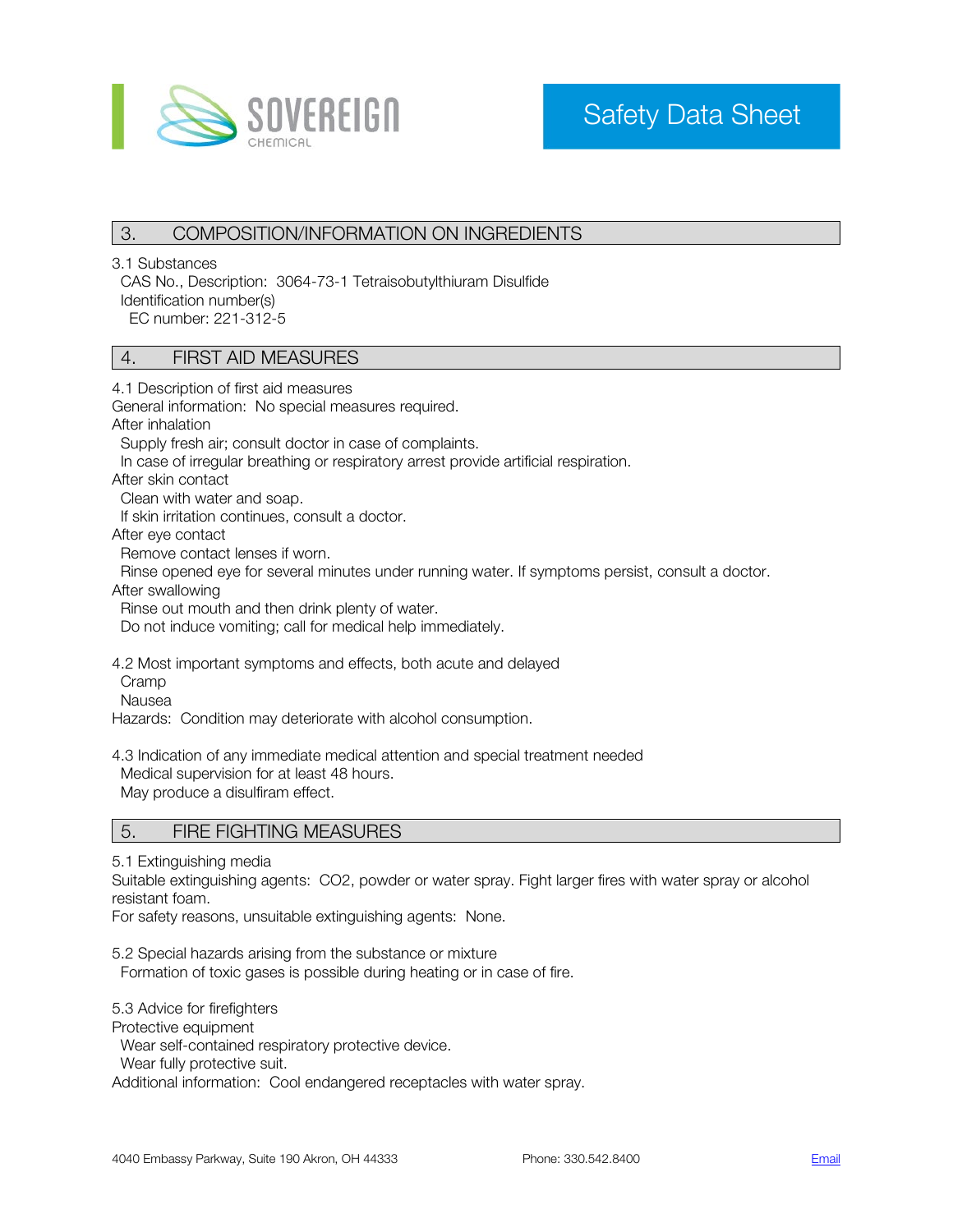## 3. COMPOSITION/INFORMATION ON INGREDIENTS

3.1 Substances

CAS No., Description: 3064-73-1 Tetraisobutylthiuram Disulfide

Identification number(s)

EC number: 221-312-5

## 4. FIRST AID MEASURES

4.1 Description of first aid measures

General information: No special measures required.

After inhalation

Supply fresh air; consult doctor in case of complaints.

In case of irregular breathing or respiratory arrest provide artificial respiration.

After skin contact

Clean with water and soap.

If skin irritation continues, consult a doctor.

After eye contact

Remove contact lenses if worn.

Rinse opened eye for several minutes under running water. If symptoms persist, consult a doctor.

After swallowing

Rinse out mouth and then drink plenty of water.

Do not induce vomiting; call for medical help immediately.

4.2 Most important symptoms and effects, both acute and delayed

Cramp

Nausea

Hazards: Condition may deteriorate with alcohol consumption.

4.3 Indication of any immediate medical attention and special treatment needed

Medical supervision for at least 48 hours.

May produce a disulfiram effect.

## 5. FIRE FIGHTING MEASURES

5.1 Extinguishing media

Suitable extinguishing agents: $CO_2$, powder or water spray. Fight larger fires with water spray or alcohol resistant foam.

For safety reasons, unsuitable extinguishing agents: None.

5.2 Special hazards arising from the substance or mixture

Formation of toxic gases is possible during heating or in case of fire.

5.3 Advice for firefighters

Protective equipment

Wear self-contained respiratory protective device.

Wear fully protective suit.

Additional information: Cool endangered receptacles with water spray.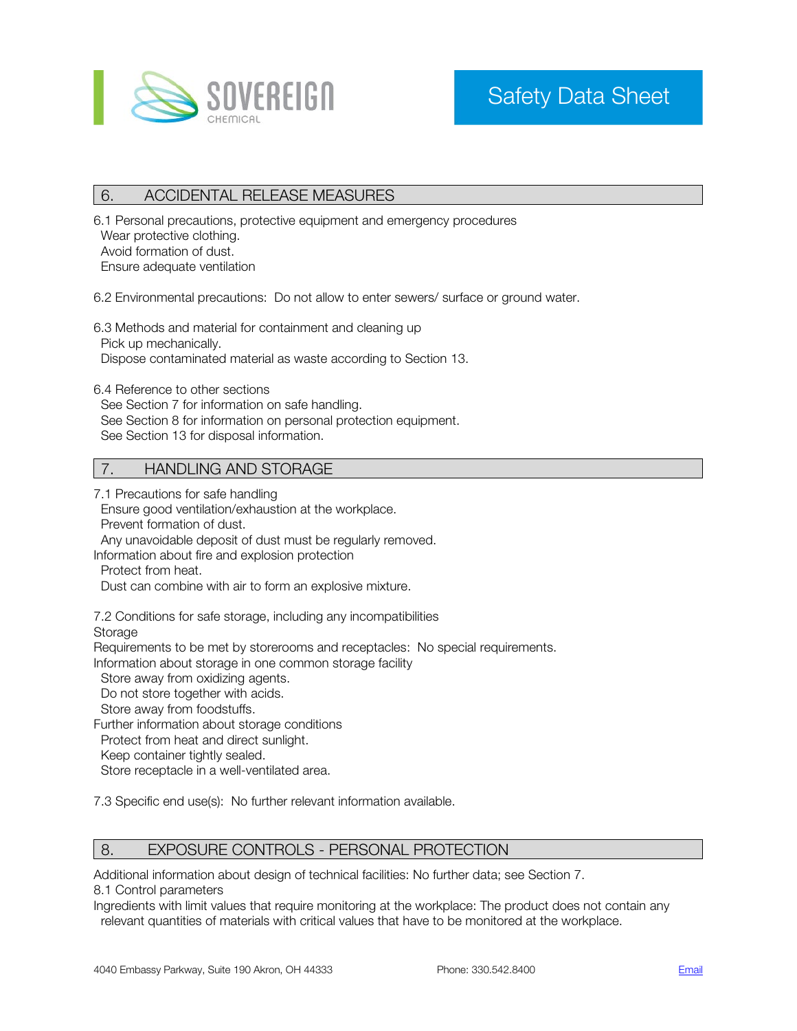## 6. ACCIDENTAL RELEASE MEASURES

6.1 Personal precautions, protective equipment and emergency procedures
Wear protective clothing.
Avoid formation of dust.
Ensure adequate ventilation

6.2 Environmental precautions: Do not allow to enter sewers/ surface or ground water.

6.3 Methods and material for containment and cleaning up
Pick up mechanically.
Dispose contaminated material as waste according to Section 13.

6.4 Reference to other sections
See Section 7 for information on safe handling.
See Section 8 for information on personal protection equipment.
See Section 13 for disposal information.

## 7. HANDLING AND STORAGE

7.1 Precautions for safe handling
Ensure good ventilation/exhaustion at the workplace.
Prevent formation of dust.
Any unavoidable deposit of dust must be regularly removed.
Information about fire and explosion protection
Protect from heat.
Dust can combine with air to form an explosive mixture.

7.2 Conditions for safe storage, including any incompatibilities
Storage
Requirements to be met by storerooms and receptacles: No special requirements.
Information about storage in one common storage facility
Store away from oxidizing agents.
Do not store together with acids.
Store away from foodstuffs.
Further information about storage conditions
Protect from heat and direct sunlight.
Keep container tightly sealed.
Store receptacle in a well-ventilated area.

7.3 Specific end use(s): No further relevant information available.

## 8. EXPOSURE CONTROLS - PERSONAL PROTECTION

Additional information about design of technical facilities: No further data; see Section 7.
8.1 Control parameters
Ingredients with limit values that require monitoring at the workplace: The product does not contain any relevant quantities of materials with critical values that have to be monitored at the workplace.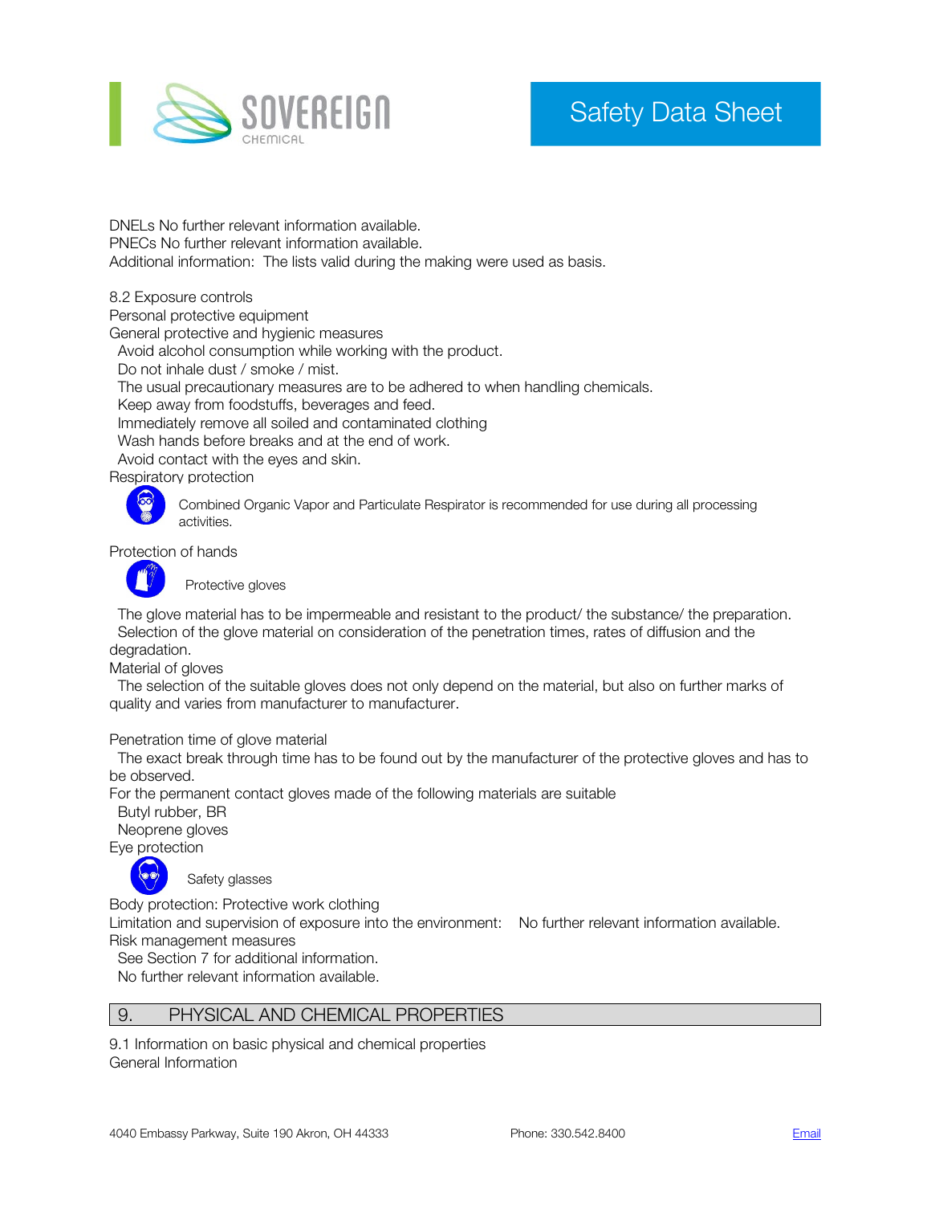DNELs No further relevant information available.
PNECs No further relevant information available.
Additional information: The lists valid during the making were used as basis.

8.2 Exposure controls
Personal protective equipment
General protective and hygienic measures
- Avoid alcohol consumption while working with the product.
- Do not inhale dust / smoke / mist.
- The usual precautionary measures are to be adhered to when handling chemicals.
- Keep away from foodstuffs, beverages and feed.
- Immediately remove all soiled and contaminated clothing
- Wash hands before breaks and at the end of work.
- Avoid contact with the eyes and skin.

Respiratory protection

Combined Organic Vapor and Particulate Respirator is recommended for use during all processing activities.

Protection of hands

Protective gloves

The glove material has to be impermeable and resistant to the product/ the substance/ the preparation. Selection of the glove material on consideration of the penetration times, rates of diffusion and the degradation.

Material of gloves

The selection of the suitable gloves does not only depend on the material, but also on further marks of quality and varies from manufacturer to manufacturer.

Penetration time of glove material

The exact break through time has to be found out by the manufacturer of the protective gloves and has to be observed.

For the permanent contact gloves made of the following materials are suitable
- Butyl rubber, BR
- Neoprene gloves

Eye protection

Safety glasses

Body protection: Protective work clothing

Limitation and supervision of exposure into the environment: No further relevant information available.

Risk management measures
- See Section 7 for additional information.
- No further relevant information available.

## 9. PHYSICAL AND CHEMICAL PROPERTIES

9.1 Information on basic physical and chemical properties
General Information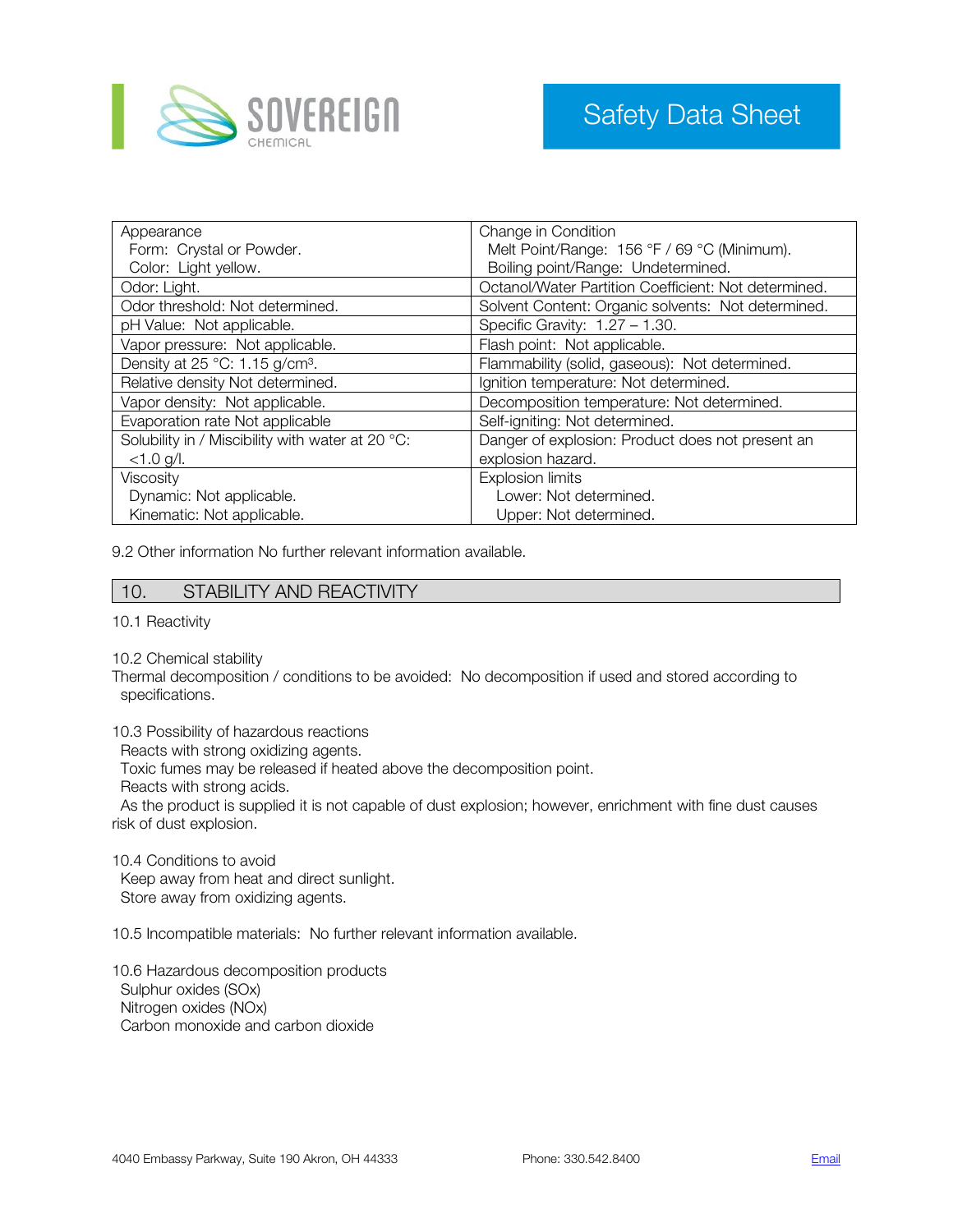| Appearance<br>Form: Crystal or Powder.<br>Color: Light yellow. | Change in Condition<br>Melt Point/Range: 156 °F / 69 °C (Minimum).<br>Boiling point/Range: Undetermined. |
|---|---|
| Odor: Light. | Octanol/Water Partition Coefficient: Not determined. |
| Odor threshold: Not determined. | Solvent Content: Organic solvents: Not determined. |
| pH Value: Not applicable. | Specific Gravity: 1.27 – 1.30. |
| Vapor pressure: Not applicable. | Flash point: Not applicable. |
| Density at 25 °C: 1.15 g/cm³. | Flammability (solid, gaseous): Not determined. |
| Relative density Not determined. | Ignition temperature: Not determined. |
| Vapor density: Not applicable. | Decomposition temperature: Not determined. |
| Evaporation rate Not applicable | Self-igniting: Not determined. |
| Solubility in / Miscibility with water at 20 °C:<br><1.0 g/l. | Danger of explosion: Product does not present an explosion hazard. |
| Viscosity<br>Dynamic: Not applicable.<br>Kinematic: Not applicable. | Explosion limits<br>Lower: Not determined.<br>Upper: Not determined. |

9.2 Other information No further relevant information available.

## 10. STABILITY AND REACTIVITY

10.1 Reactivity

10.2 Chemical stability

Thermal decomposition / conditions to be avoided: No decomposition if used and stored according to specifications.

10.3 Possibility of hazardous reactions

Reacts with strong oxidizing agents.
Toxic fumes may be released if heated above the decomposition point.
Reacts with strong acids.
As the product is supplied it is not capable of dust explosion; however, enrichment with fine dust causes risk of dust explosion.

10.4 Conditions to avoid

Keep away from heat and direct sunlight.
Store away from oxidizing agents.

10.5 Incompatible materials: No further relevant information available.

10.6 Hazardous decomposition products

Sulphur oxides (SOx)
Nitrogen oxides (NOx)
Carbon monoxide and carbon dioxide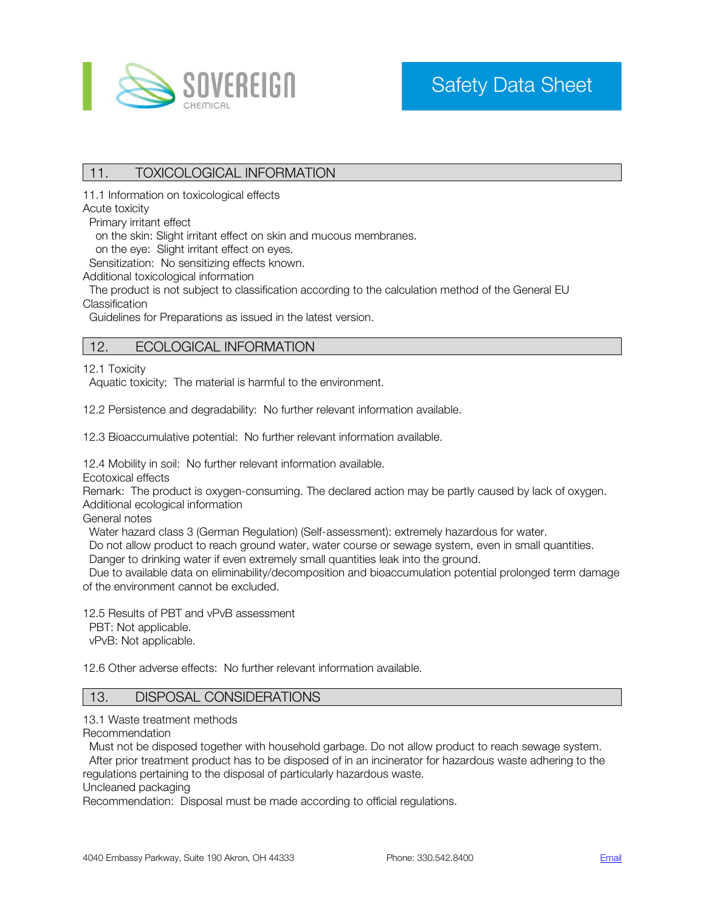## 11. TOXICOLOGICAL INFORMATION

11.1 Information on toxicological effects

Acute toxicity

Primary irritant effect

on the skin: Slight irritant effect on skin and mucous membranes.

on the eye: Slight irritant effect on eyes.

Sensitization: No sensitizing effects known.

Additional toxicological information

The product is not subject to classification according to the calculation method of the General EU Classification

Guidelines for Preparations as issued in the latest version.

## 12. ECOLOGICAL INFORMATION

12.1 Toxicity

Aquatic toxicity: The material is harmful to the environment.

12.2 Persistence and degradability: No further relevant information available.

12.3 Bioaccumulative potential: No further relevant information available.

12.4 Mobility in soil: No further relevant information available.

Ecotoxical effects

Remark: The product is oxygen-consuming. The declared action may be partly caused by lack of oxygen.

Additional ecological information

General notes

Water hazard class 3 (German Regulation) (Self-assessment): extremely hazardous for water.

Do not allow product to reach ground water, water course or sewage system, even in small quantities.

Danger to drinking water if even extremely small quantities leak into the ground.

Due to available data on eliminability/decomposition and bioaccumulation potential prolonged term damage of the environment cannot be excluded.

12.5 Results of PBT and vPvB assessment

PBT: Not applicable.

vPvB: Not applicable.

12.6 Other adverse effects: No further relevant information available.

## 13. DISPOSAL CONSIDERATIONS

13.1 Waste treatment methods

Recommendation

Must not be disposed together with household garbage. Do not allow product to reach sewage system.

After prior treatment product has to be disposed of in an incinerator for hazardous waste adhering to the regulations pertaining to the disposal of particularly hazardous waste.

Uncleaned packaging

Recommendation: Disposal must be made according to official regulations.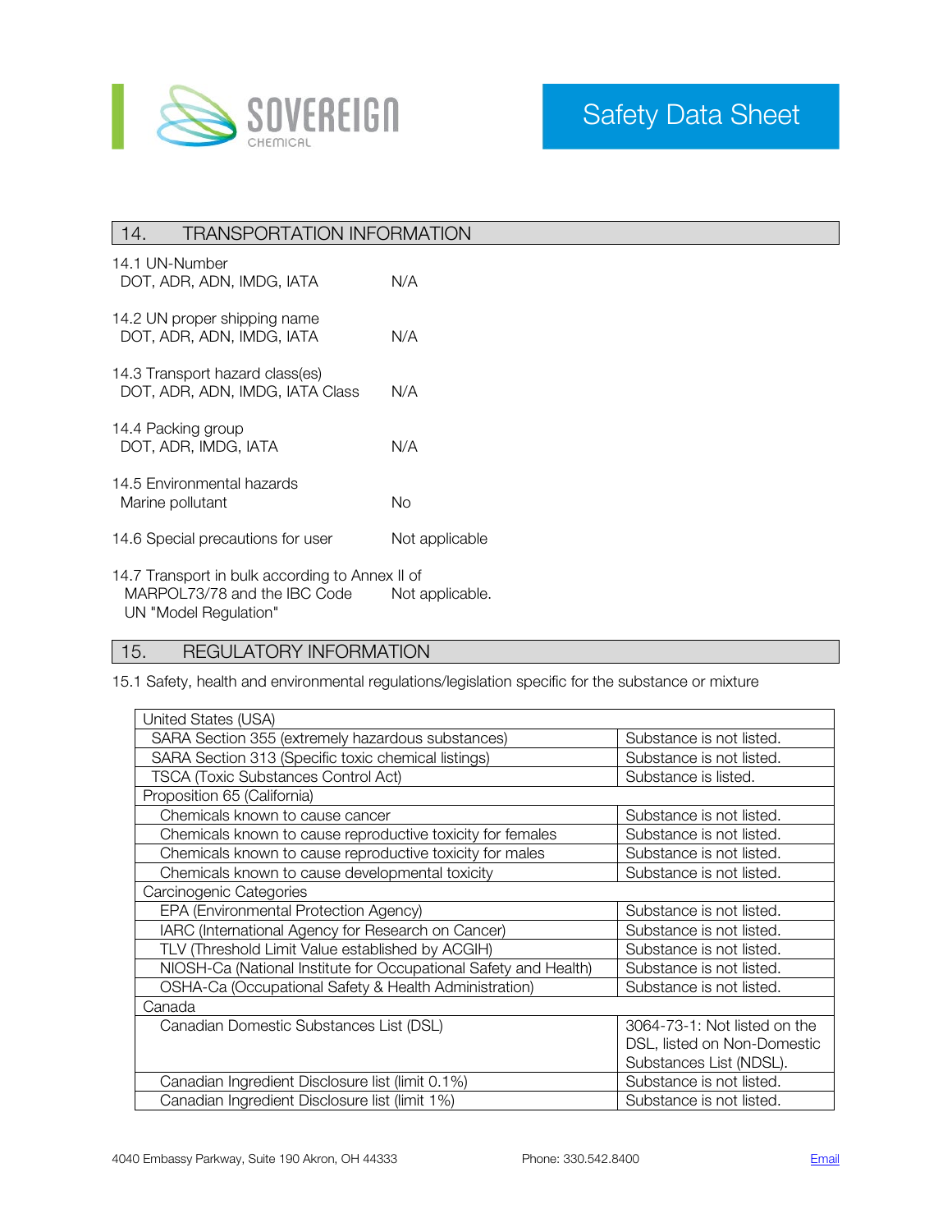## 14. TRANSPORTATION INFORMATION

| | |
|---|---|
| **14.1 UN-Number** | |
| DOT, ADR, ADN, IMDG, IATA | N/A |
| **14.2 UN proper shipping name** | |
| DOT, ADR, ADN, IMDG, IATA | N/A |
| **14.3 Transport hazard class(es)** | |
| DOT, ADR, ADN, IMDG, IATA Class | N/A |
| **14.4 Packing group** | |
| DOT, ADR, IMDG, IATA | N/A |
| **14.5 Environmental hazards** | |
| Marine pollutant | No |
| **14.6 Special precautions for user** | Not applicable |
| **14.7 Transport in bulk according to Annex II of MARPOL73/78 and the IBC Code UN "Model Regulation"** | Not applicable. |

## 15. REGULATORY INFORMATION

15.1 Safety, health and environmental regulations/legislation specific for the substance or mixture

| United States (USA) | |
|---|---|
| SARA Section 355 (extremely hazardous substances) | Substance is not listed. |
| SARA Section 313 (Specific toxic chemical listings) | Substance is not listed. |
| TSCA (Toxic Substances Control Act) | Substance is listed. |
| **Proposition 65 (California)** | |
| Chemicals known to cause cancer | Substance is not listed. |
| Chemicals known to cause reproductive toxicity for females | Substance is not listed. |
| Chemicals known to cause reproductive toxicity for males | Substance is not listed. |
| Chemicals known to cause developmental toxicity | Substance is not listed. |
| **Carcinogenic Categories** | |
| EPA (Environmental Protection Agency) | Substance is not listed. |
| IARC (International Agency for Research on Cancer) | Substance is not listed. |
| TLV (Threshold Limit Value established by ACGIH) | Substance is not listed. |
| NIOSH-Ca (National Institute for Occupational Safety and Health) | Substance is not listed. |
| OSHA-Ca (Occupational Safety & Health Administration) | Substance is not listed. |
| **Canada** | |
| Canadian Domestic Substances List (DSL) | 3064-73-1: Not listed on the DSL, listed on Non-Domestic Substances List (NDSL). |
| Canadian Ingredient Disclosure list (limit 0.1%) | Substance is not listed. |
| Canadian Ingredient Disclosure list (limit 1%) | Substance is not listed. |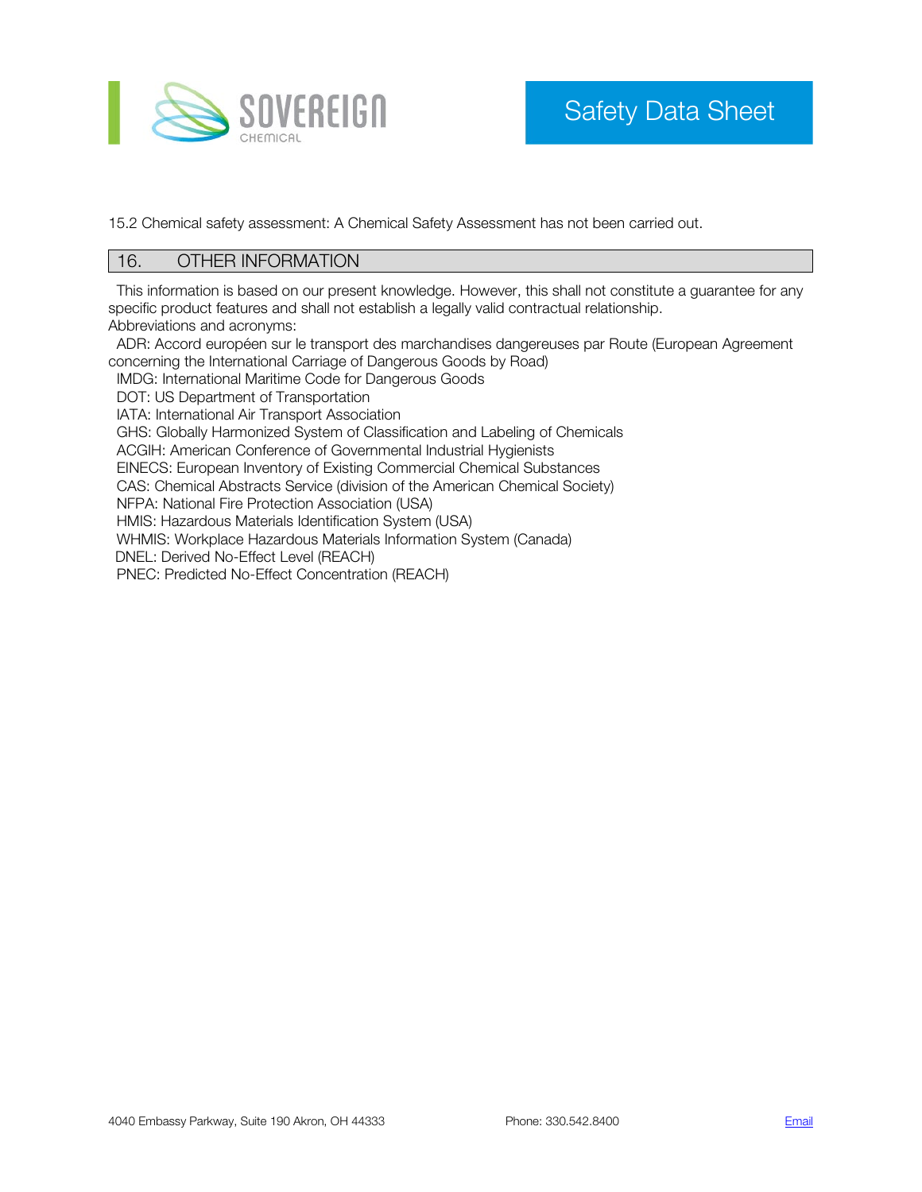15.2 Chemical safety assessment: A Chemical Safety Assessment has not been carried out.

## 16. OTHER INFORMATION

This information is based on our present knowledge. However, this shall not constitute a guarantee for any specific product features and shall not establish a legally valid contractual relationship.

Abbreviations and acronyms:

ADR: Accord européen sur le transport des marchandises dangereuses par Route (European Agreement concerning the International Carriage of Dangerous Goods by Road)
IMDG: International Maritime Code for Dangerous Goods
DOT: US Department of Transportation
IATA: International Air Transport Association
GHS: Globally Harmonized System of Classification and Labeling of Chemicals
ACGIH: American Conference of Governmental Industrial Hygienists
EINECS: European Inventory of Existing Commercial Chemical Substances
CAS: Chemical Abstracts Service (division of the American Chemical Society)
NFPA: National Fire Protection Association (USA)
HMIS: Hazardous Materials Identification System (USA)
WHMIS: Workplace Hazardous Materials Information System (Canada)
DNEL: Derived No-Effect Level (REACH)
PNEC: Predicted No-Effect Concentration (REACH)